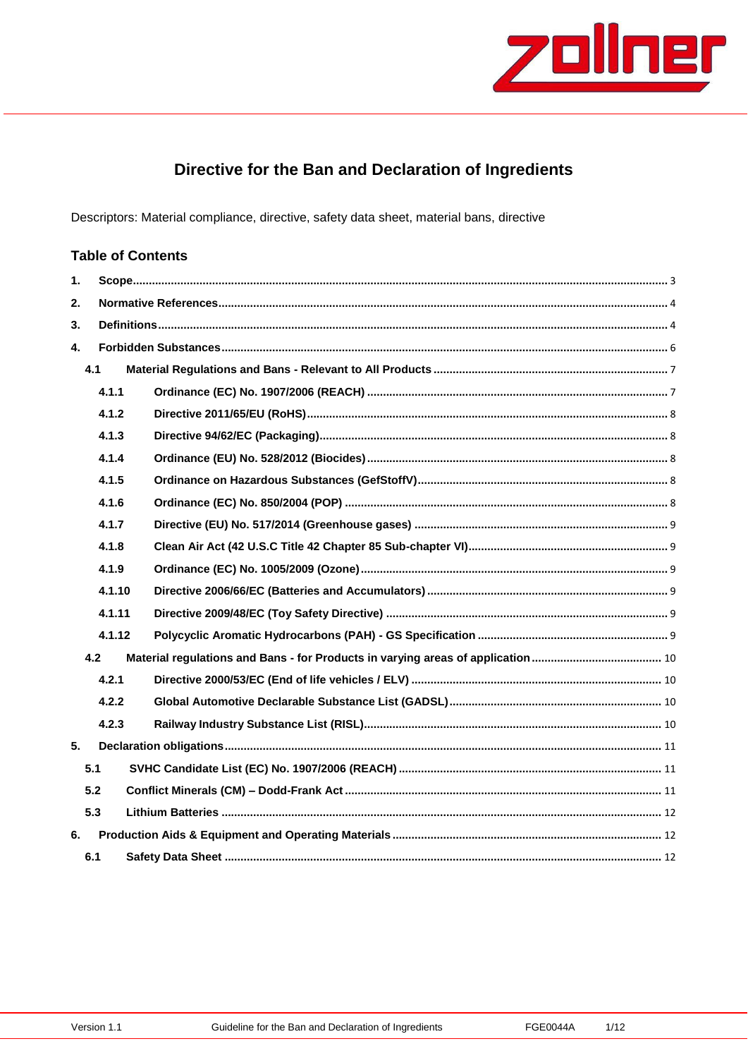# Directive for the Ban and Declaration of Ingredients

Descriptors: Material compliance, directive, safety data sheet, material bans, directive

## Table of Contents

1. **Scope** ... 3
2. **Normative References** ... 4
3. **Definitions** ... 4
4. **Forbidden Substances** ... 6
   - 4.1 **Material Regulations and Bans - Relevant to All Products** ... 7
     - 4.1.1 **Ordinance (EC) No. 1907/2006 (REACH)** ... 7
     - 4.1.2 **Directive 2011/65/EU (RoHS)** ... 8
     - 4.1.3 **Directive 94/62/EC (Packaging)** ... 8
     - 4.1.4 **Ordinance (EU) No. 528/2012 (Biocides)** ... 8
     - 4.1.5 **Ordinance on Hazardous Substances (GefStoffV)** ... 8
     - 4.1.6 **Ordinance (EC) No. 850/2004 (POP)** ... 8
     - 4.1.7 **Directive (EU) No. 517/2014 (Greenhouse gases)** ... 9
     - 4.1.8 **Clean Air Act (42 U.S.C Title 42 Chapter 85 Sub-chapter VI)** ... 9
     - 4.1.9 **Ordinance (EC) No. 1005/2009 (Ozone)** ... 9
     - 4.1.10 **Directive 2006/66/EC (Batteries and Accumulators)** ... 9
     - 4.1.11 **Directive 2009/48/EC (Toy Safety Directive)** ... 9
     - 4.1.12 **Polycyclic Aromatic Hydrocarbons (PAH) - GS Specification** ... 9
   - 4.2 **Material regulations and Bans - for Products in varying areas of application** ... 10
     - 4.2.1 **Directive 2000/53/EC (End of life vehicles / ELV)** ... 10
     - 4.2.2 **Global Automotive Declarable Substance List (GADSL)** ... 10
     - 4.2.3 **Railway Industry Substance List (RISL)** ... 10
5. **Declaration obligations** ... 11
   - 5.1 **SVHC Candidate List (EC) No. 1907/2006 (REACH)** ... 11
   - 5.2 **Conflict Minerals (CM) – Dodd-Frank Act** ... 11
   - 5.3 **Lithium Batteries** ... 12
6. **Production Aids & Equipment and Operating Materials** ... 12
   - 6.1 **Safety Data Sheet** ... 12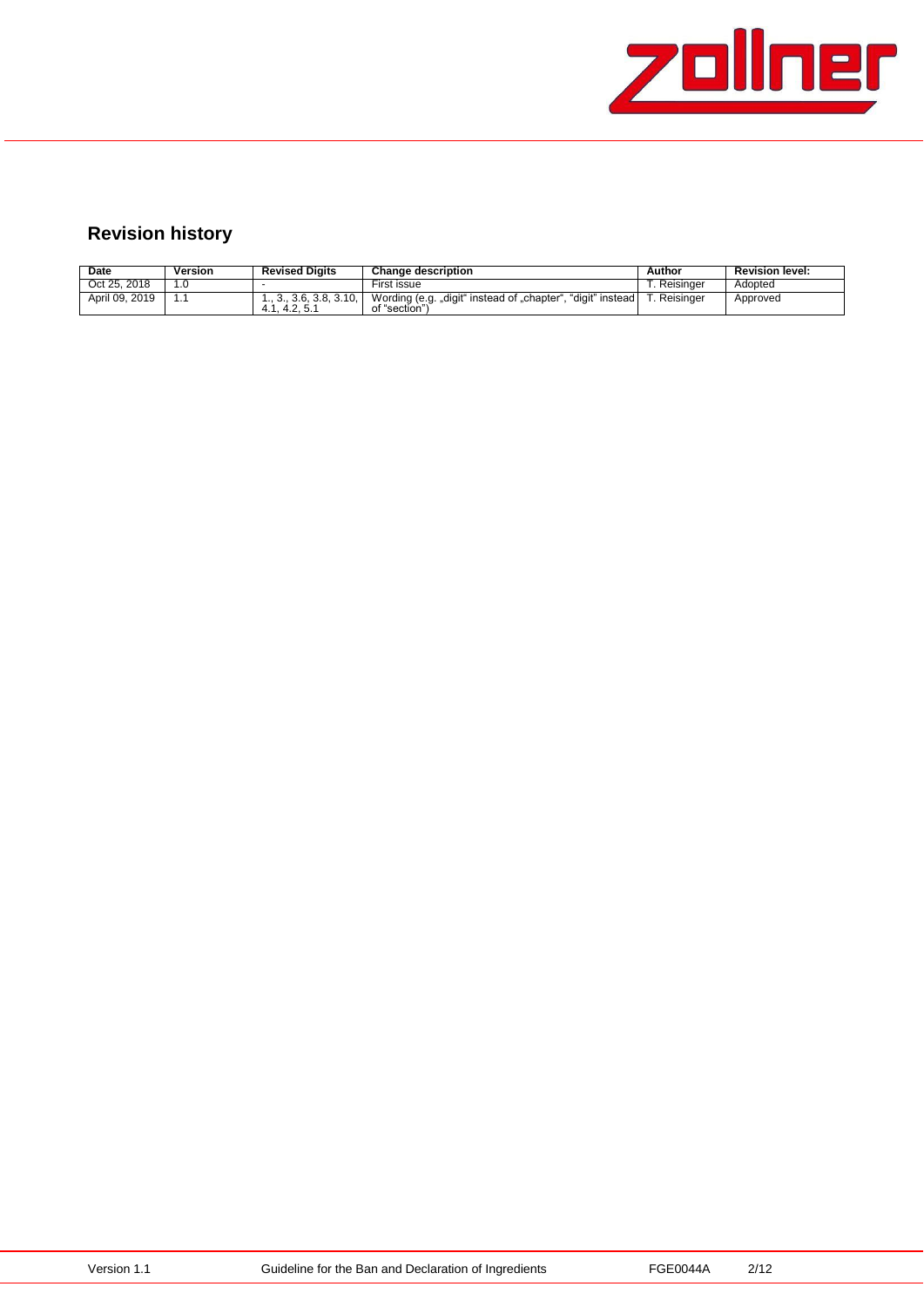## Revision history

| Date | Version | Revised Digits | Change description | Author | Revision level: |
|---|---|---|---|---|---|
| Oct 25, 2018 | 1.0 | - | First issue | T. Reisinger | Adopted |
| April 09, 2019 | 1.1 | 1., 3., 3.6, 3.8, 3.10, 4.1, 4.2, 5.1 | Wording (e.g. „digit“ instead of „chapter“, “digit” instead of “section”) | T. Reisinger | Approved |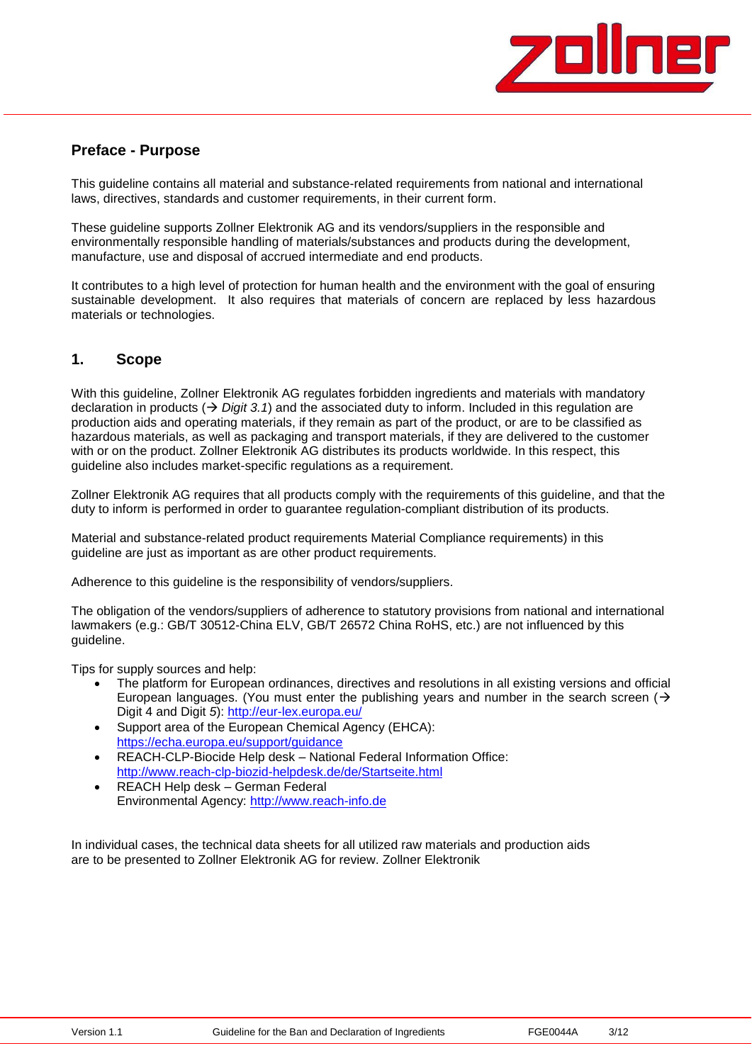## Preface - Purpose

This guideline contains all material and substance-related requirements from national and international laws, directives, standards and customer requirements, in their current form.

These guideline supports Zollner Elektronik AG and its vendors/suppliers in the responsible and environmentally responsible handling of materials/substances and products during the development, manufacture, use and disposal of accrued intermediate and end products.

It contributes to a high level of protection for human health and the environment with the goal of ensuring sustainable development. It also requires that materials of concern are replaced by less hazardous materials or technologies.

## 1. Scope

With this guideline, Zollner Elektronik AG regulates forbidden ingredients and materials with mandatory declaration in products (→ *Digit 3.1*) and the associated duty to inform. Included in this regulation are production aids and operating materials, if they remain as part of the product, or are to be classified as hazardous materials, as well as packaging and transport materials, if they are delivered to the customer with or on the product. Zollner Elektronik AG distributes its products worldwide. In this respect, this guideline also includes market-specific regulations as a requirement.

Zollner Elektronik AG requires that all products comply with the requirements of this guideline, and that the duty to inform is performed in order to guarantee regulation-compliant distribution of its products.

Material and substance-related product requirements Material Compliance requirements) in this guideline are just as important as are other product requirements.

Adherence to this guideline is the responsibility of vendors/suppliers.

The obligation of the vendors/suppliers of adherence to statutory provisions from national and international lawmakers (e.g.: GB/T 30512-China ELV, GB/T 26572 China RoHS, etc.) are not influenced by this guideline.

Tips for supply sources and help:

- The platform for European ordinances, directives and resolutions in all existing versions and official European languages. (You must enter the publishing years and number in the search screen (→ Digit 4 and Digit *5*): http://eur-lex.europa.eu/
- Support area of the European Chemical Agency (EHCA): https://echa.europa.eu/support/guidance
- REACH-CLP-Biocide Help desk – National Federal Information Office: http://www.reach-clp-biozid-helpdesk.de/de/Startseite.html
- REACH Help desk – German Federal Environmental Agency: http://www.reach-info.de

In individual cases, the technical data sheets for all utilized raw materials and production aids are to be presented to Zollner Elektronik AG for review. Zollner Elektronik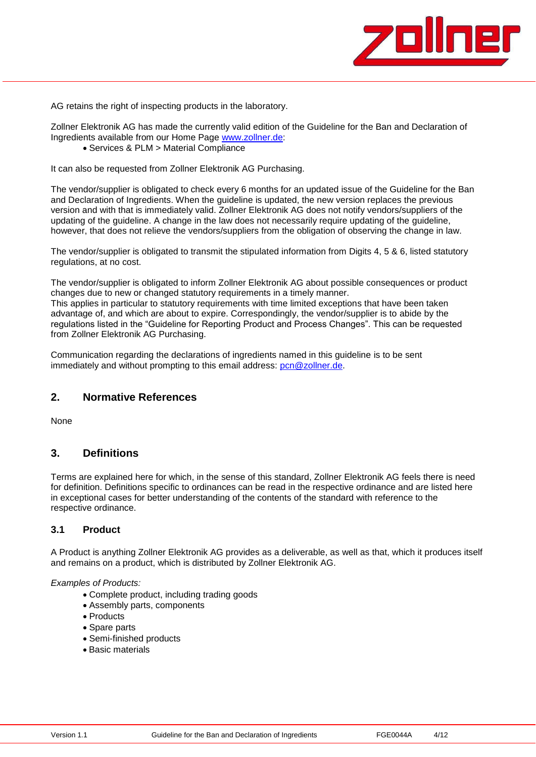AG retains the right of inspecting products in the laboratory.

Zollner Elektronik AG has made the currently valid edition of the Guideline for the Ban and Declaration of Ingredients available from our Home Page [www.zollner.de](www.zollner.de):

- Services & PLM > Material Compliance

It can also be requested from Zollner Elektronik AG Purchasing.

The vendor/supplier is obligated to check every 6 months for an updated issue of the Guideline for the Ban and Declaration of Ingredients. When the guideline is updated, the new version replaces the previous version and with that is immediately valid. Zollner Elektronik AG does not notify vendors/suppliers of the updating of the guideline. A change in the law does not necessarily require updating of the guideline, however, that does not relieve the vendors/suppliers from the obligation of observing the change in law.

The vendor/supplier is obligated to transmit the stipulated information from Digits 4, 5 & 6, listed statutory regulations, at no cost.

The vendor/supplier is obligated to inform Zollner Elektronik AG about possible consequences or product changes due to new or changed statutory requirements in a timely manner.
This applies in particular to statutory requirements with time limited exceptions that have been taken advantage of, and which are about to expire. Correspondingly, the vendor/supplier is to abide by the regulations listed in the "Guideline for Reporting Product and Process Changes". This can be requested from Zollner Elektronik AG Purchasing.

Communication regarding the declarations of ingredients named in this guideline is to be sent immediately and without prompting to this email address: [pcn@zollner.de](mailto:pcn@zollner.de).

## 2. Normative References

None

## 3. Definitions

Terms are explained here for which, in the sense of this standard, Zollner Elektronik AG feels there is need for definition. Definitions specific to ordinances can be read in the respective ordinance and are listed here in exceptional cases for better understanding of the contents of the standard with reference to the respective ordinance.

### 3.1 Product

A Product is anything Zollner Elektronik AG provides as a deliverable, as well as that, which it produces itself and remains on a product, which is distributed by Zollner Elektronik AG.

*Examples of Products:*

- Complete product, including trading goods
- Assembly parts, components
- Products
- Spare parts
- Semi-finished products
- Basic materials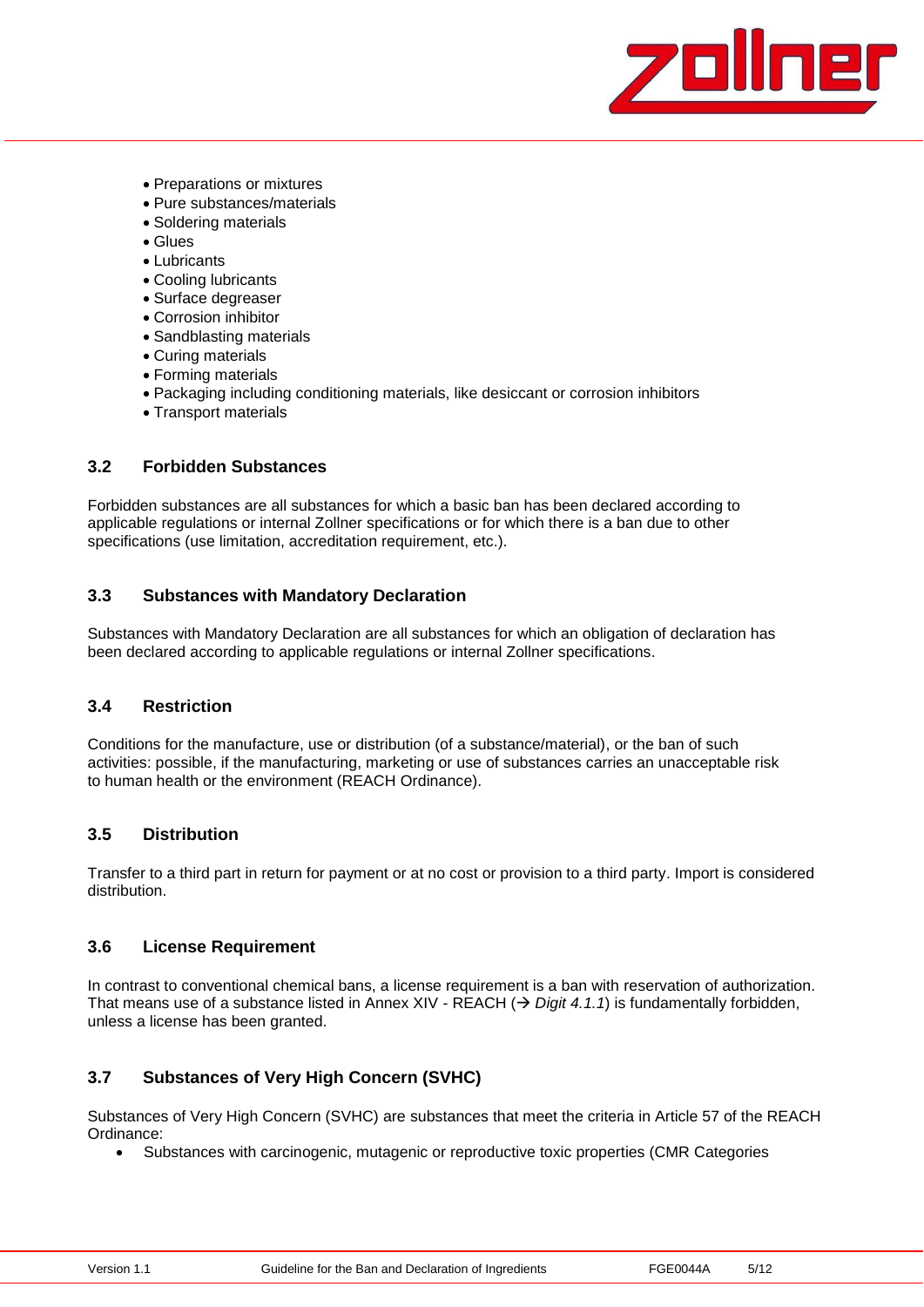- Preparations or mixtures
- Pure substances/materials
- Soldering materials
- Glues
- Lubricants
- Cooling lubricants
- Surface degreaser
- Corrosion inhibitor
- Sandblasting materials
- Curing materials
- Forming materials
- Packaging including conditioning materials, like desiccant or corrosion inhibitors
- Transport materials

### 3.2 Forbidden Substances

Forbidden substances are all substances for which a basic ban has been declared according to applicable regulations or internal Zollner specifications or for which there is a ban due to other specifications (use limitation, accreditation requirement, etc.).

### 3.3 Substances with Mandatory Declaration

Substances with Mandatory Declaration are all substances for which an obligation of declaration has been declared according to applicable regulations or internal Zollner specifications.

### 3.4 Restriction

Conditions for the manufacture, use or distribution (of a substance/material), or the ban of such activities: possible, if the manufacturing, marketing or use of substances carries an unacceptable risk to human health or the environment (REACH Ordinance).

### 3.5 Distribution

Transfer to a third part in return for payment or at no cost or provision to a third party. Import is considered distribution.

### 3.6 License Requirement

In contrast to conventional chemical bans, a license requirement is a ban with reservation of authorization. That means use of a substance listed in Annex XIV - REACH (→ *Digit 4.1.1*) is fundamentally forbidden, unless a license has been granted.

### 3.7 Substances of Very High Concern (SVHC)

Substances of Very High Concern (SVHC) are substances that meet the criteria in Article 57 of the REACH Ordinance:

- Substances with carcinogenic, mutagenic or reproductive toxic properties (CMR Categories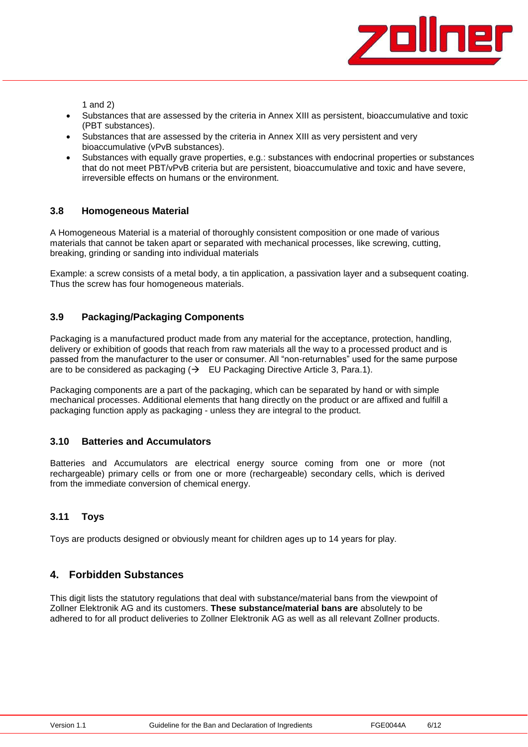1 and 2)

- Substances that are assessed by the criteria in Annex XIII as persistent, bioaccumulative and toxic (PBT substances).
- Substances that are assessed by the criteria in Annex XIII as very persistent and very bioaccumulative (vPvB substances).
- Substances with equally grave properties, e.g.: substances with endocrinal properties or substances that do not meet PBT/vPvB criteria but are persistent, bioaccumulative and toxic and have severe, irreversible effects on humans or the environment.

### 3.8 Homogeneous Material

A Homogeneous Material is a material of thoroughly consistent composition or one made of various materials that cannot be taken apart or separated with mechanical processes, like screwing, cutting, breaking, grinding or sanding into individual materials

Example: a screw consists of a metal body, a tin application, a passivation layer and a subsequent coating. Thus the screw has four homogeneous materials.

### 3.9 Packaging/Packaging Components

Packaging is a manufactured product made from any material for the acceptance, protection, handling, delivery or exhibition of goods that reach from raw materials all the way to a processed product and is passed from the manufacturer to the user or consumer. All "non-returnables" used for the same purpose are to be considered as packaging (→ EU Packaging Directive Article 3, Para.1).

Packaging components are a part of the packaging, which can be separated by hand or with simple mechanical processes. Additional elements that hang directly on the product or are affixed and fulfill a packaging function apply as packaging - unless they are integral to the product.

### 3.10 Batteries and Accumulators

Batteries and Accumulators are electrical energy source coming from one or more (not rechargeable) primary cells or from one or more (rechargeable) secondary cells, which is derived from the immediate conversion of chemical energy.

### 3.11 Toys

Toys are products designed or obviously meant for children ages up to 14 years for play.

## 4. Forbidden Substances

This digit lists the statutory regulations that deal with substance/material bans from the viewpoint of Zollner Elektronik AG and its customers. **These substance/material bans are** absolutely to be adhered to for all product deliveries to Zollner Elektronik AG as well as all relevant Zollner products.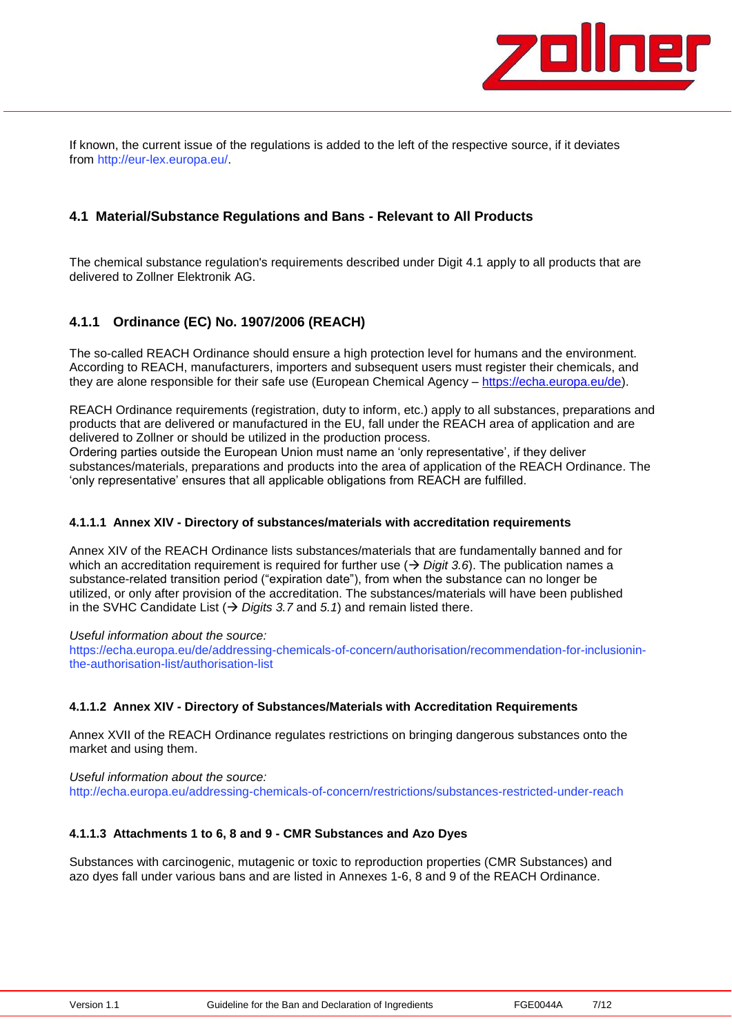If known, the current issue of the regulations is added to the left of the respective source, if it deviates from http://eur-lex.europa.eu/.

## 4.1 Material/Substance Regulations and Bans - Relevant to All Products

The chemical substance regulation's requirements described under Digit 4.1 apply to all products that are delivered to Zollner Elektronik AG.

### 4.1.1 Ordinance (EC) No. 1907/2006 (REACH)

The so-called REACH Ordinance should ensure a high protection level for humans and the environment. According to REACH, manufacturers, importers and subsequent users must register their chemicals, and they are alone responsible for their safe use (European Chemical Agency – [https://echa.europa.eu/de](https://echa.europa.eu/de)).

REACH Ordinance requirements (registration, duty to inform, etc.) apply to all substances, preparations and products that are delivered or manufactured in the EU, fall under the REACH area of application and are delivered to Zollner or should be utilized in the production process.
Ordering parties outside the European Union must name an 'only representative', if they deliver substances/materials, preparations and products into the area of application of the REACH Ordinance. The 'only representative' ensures that all applicable obligations from REACH are fulfilled.

#### 4.1.1.1 Annex XIV - Directory of substances/materials with accreditation requirements

Annex XIV of the REACH Ordinance lists substances/materials that are fundamentally banned and for which an accreditation requirement is required for further use (→ *Digit 3.6*). The publication names a substance-related transition period ("expiration date"), from when the substance can no longer be utilized, or only after provision of the accreditation. The substances/materials will have been published in the SVHC Candidate List (→ *Digits 3.7* and *5.1*) and remain listed there.

*Useful information about the source:*
https://echa.europa.eu/de/addressing-chemicals-of-concern/authorisation/recommendation-for-inclusionin-the-authorisation-list/authorisation-list

#### 4.1.1.2 Annex XIV - Directory of Substances/Materials with Accreditation Requirements

Annex XVII of the REACH Ordinance regulates restrictions on bringing dangerous substances onto the market and using them.

*Useful information about the source:*
http://echa.europa.eu/addressing-chemicals-of-concern/restrictions/substances-restricted-under-reach

#### 4.1.1.3 Attachments 1 to 6, 8 and 9 - CMR Substances and Azo Dyes

Substances with carcinogenic, mutagenic or toxic to reproduction properties (CMR Substances) and azo dyes fall under various bans and are listed in Annexes 1-6, 8 and 9 of the REACH Ordinance.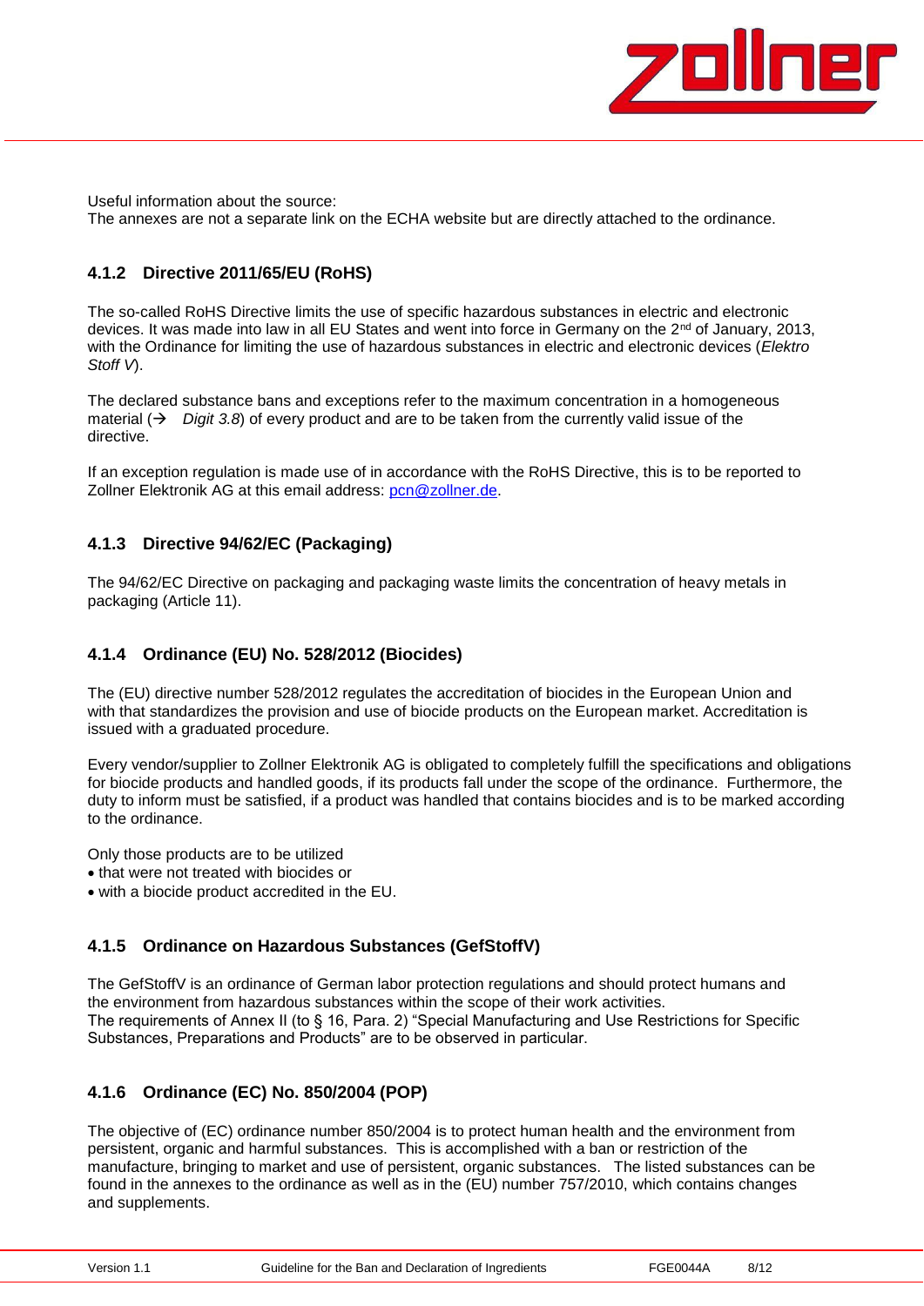Useful information about the source:
The annexes are not a separate link on the ECHA website but are directly attached to the ordinance.

### 4.1.2 Directive 2011/65/EU (RoHS)

The so-called RoHS Directive limits the use of specific hazardous substances in electric and electronic devices. It was made into law in all EU States and went into force in Germany on the 2nd of January, 2013, with the Ordinance for limiting the use of hazardous substances in electric and electronic devices (*Elektro Stoff V*).

The declared substance bans and exceptions refer to the maximum concentration in a homogeneous material (→ *Digit 3.8*) of every product and are to be taken from the currently valid issue of the directive.

If an exception regulation is made use of in accordance with the RoHS Directive, this is to be reported to Zollner Elektronik AG at this email address: pcn@zollner.de.

### 4.1.3 Directive 94/62/EC (Packaging)

The 94/62/EC Directive on packaging and packaging waste limits the concentration of heavy metals in packaging (Article 11).

### 4.1.4 Ordinance (EU) No. 528/2012 (Biocides)

The (EU) directive number 528/2012 regulates the accreditation of biocides in the European Union and with that standardizes the provision and use of biocide products on the European market. Accreditation is issued with a graduated procedure.

Every vendor/supplier to Zollner Elektronik AG is obligated to completely fulfill the specifications and obligations for biocide products and handled goods, if its products fall under the scope of the ordinance. Furthermore, the duty to inform must be satisfied, if a product was handled that contains biocides and is to be marked according to the ordinance.

Only those products are to be utilized

- that were not treated with biocides or
- with a biocide product accredited in the EU.

### 4.1.5 Ordinance on Hazardous Substances (GefStoffV)

The GefStoffV is an ordinance of German labor protection regulations and should protect humans and the environment from hazardous substances within the scope of their work activities.
The requirements of Annex II (to § 16, Para. 2) "Special Manufacturing and Use Restrictions for Specific Substances, Preparations and Products" are to be observed in particular.

### 4.1.6 Ordinance (EC) No. 850/2004 (POP)

The objective of (EC) ordinance number 850/2004 is to protect human health and the environment from persistent, organic and harmful substances. This is accomplished with a ban or restriction of the manufacture, bringing to market and use of persistent, organic substances. The listed substances can be found in the annexes to the ordinance as well as in the (EU) number 757/2010, which contains changes and supplements.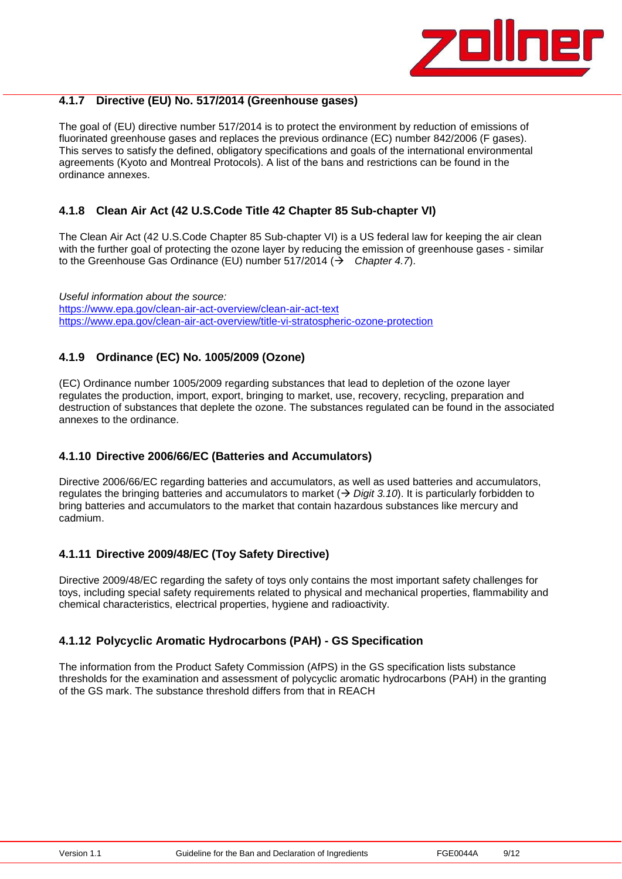### 4.1.7 Directive (EU) No. 517/2014 (Greenhouse gases)

The goal of (EU) directive number 517/2014 is to protect the environment by reduction of emissions of fluorinated greenhouse gases and replaces the previous ordinance (EC) number 842/2006 (F gases). This serves to satisfy the defined, obligatory specifications and goals of the international environmental agreements (Kyoto and Montreal Protocols). A list of the bans and restrictions can be found in the ordinance annexes.

### 4.1.8 Clean Air Act (42 U.S.Code Title 42 Chapter 85 Sub-chapter VI)

The Clean Air Act (42 U.S.Code Chapter 85 Sub-chapter VI) is a US federal law for keeping the air clean with the further goal of protecting the ozone layer by reducing the emission of greenhouse gases - similar to the Greenhouse Gas Ordinance (EU) number 517/2014 (→ *Chapter 4.7*).

*Useful information about the source:*
https://www.epa.gov/clean-air-act-overview/clean-air-act-text
https://www.epa.gov/clean-air-act-overview/title-vi-stratospheric-ozone-protection

### 4.1.9 Ordinance (EC) No. 1005/2009 (Ozone)

(EC) Ordinance number 1005/2009 regarding substances that lead to depletion of the ozone layer regulates the production, import, export, bringing to market, use, recovery, recycling, preparation and destruction of substances that deplete the ozone. The substances regulated can be found in the associated annexes to the ordinance.

### 4.1.10 Directive 2006/66/EC (Batteries and Accumulators)

Directive 2006/66/EC regarding batteries and accumulators, as well as used batteries and accumulators, regulates the bringing batteries and accumulators to market (→ *Digit 3.10*). It is particularly forbidden to bring batteries and accumulators to the market that contain hazardous substances like mercury and cadmium.

### 4.1.11 Directive 2009/48/EC (Toy Safety Directive)

Directive 2009/48/EC regarding the safety of toys only contains the most important safety challenges for toys, including special safety requirements related to physical and mechanical properties, flammability and chemical characteristics, electrical properties, hygiene and radioactivity.

### 4.1.12 Polycyclic Aromatic Hydrocarbons (PAH) - GS Specification

The information from the Product Safety Commission (AfPS) in the GS specification lists substance thresholds for the examination and assessment of polycyclic aromatic hydrocarbons (PAH) in the granting of the GS mark. The substance threshold differs from that in REACH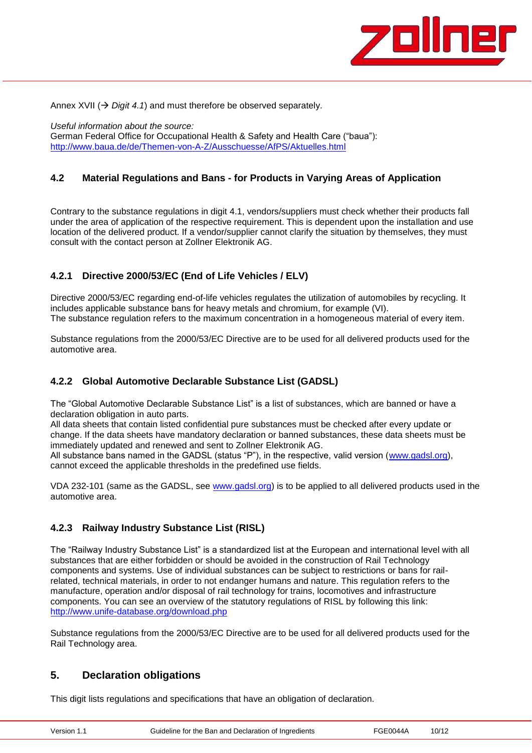Annex XVII (→ *Digit 4.1*) and must therefore be observed separately.

*Useful information about the source:*
German Federal Office for Occupational Health & Safety and Health Care ("baua"):
http://www.baua.de/de/Themen-von-A-Z/Ausschuesse/AfPS/Aktuelles.html

### 4.2 Material Regulations and Bans - for Products in Varying Areas of Application

Contrary to the substance regulations in digit 4.1, vendors/suppliers must check whether their products fall under the area of application of the respective requirement. This is dependent upon the installation and use location of the delivered product. If a vendor/supplier cannot clarify the situation by themselves, they must consult with the contact person at Zollner Elektronik AG.

#### 4.2.1 Directive 2000/53/EC (End of Life Vehicles / ELV)

Directive 2000/53/EC regarding end-of-life vehicles regulates the utilization of automobiles by recycling. It includes applicable substance bans for heavy metals and chromium, for example (VI).
The substance regulation refers to the maximum concentration in a homogeneous material of every item.

Substance regulations from the 2000/53/EC Directive are to be used for all delivered products used for the automotive area.

#### 4.2.2 Global Automotive Declarable Substance List (GADSL)

The "Global Automotive Declarable Substance List" is a list of substances, which are banned or have a declaration obligation in auto parts.
All data sheets that contain listed confidential pure substances must be checked after every update or change. If the data sheets have mandatory declaration or banned substances, these data sheets must be immediately updated and renewed and sent to Zollner Elektronik AG.
All substance bans named in the GADSL (status "P"), in the respective, valid version (www.gadsl.org), cannot exceed the applicable thresholds in the predefined use fields.

VDA 232-101 (same as the GADSL, see www.gadsl.org) is to be applied to all delivered products used in the automotive area.

#### 4.2.3 Railway Industry Substance List (RISL)

The "Railway Industry Substance List" is a standardized list at the European and international level with all substances that are either forbidden or should be avoided in the construction of Rail Technology components and systems. Use of individual substances can be subject to restrictions or bans for rail-related, technical materials, in order to not endanger humans and nature. This regulation refers to the manufacture, operation and/or disposal of rail technology for trains, locomotives and infrastructure components. You can see an overview of the statutory regulations of RISL by following this link:
http://www.unife-database.org/download.php

Substance regulations from the 2000/53/EC Directive are to be used for all delivered products used for the Rail Technology area.

## 5. Declaration obligations

This digit lists regulations and specifications that have an obligation of declaration.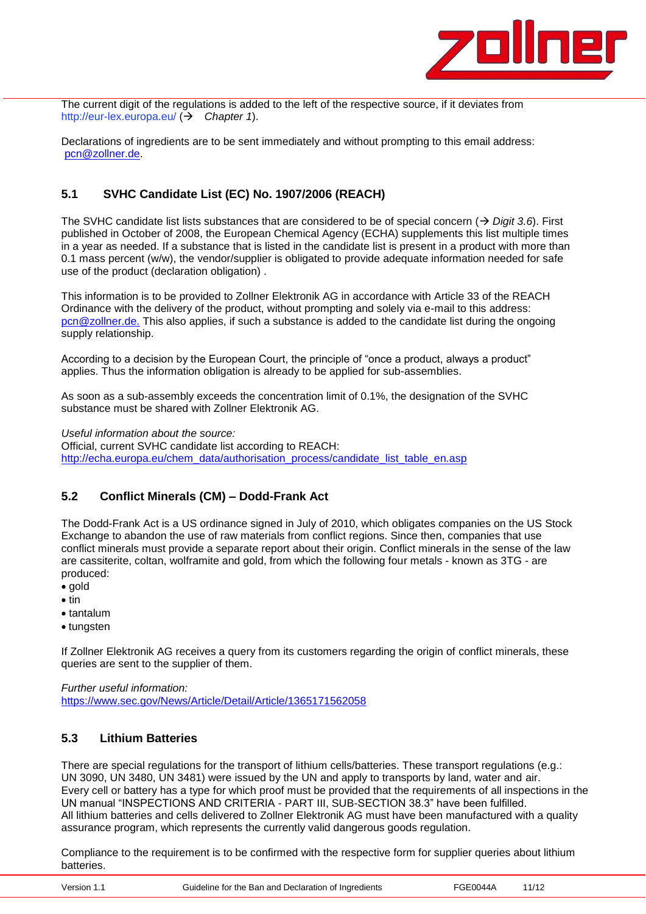The current digit of the regulations is added to the left of the respective source, if it deviates from http://eur-lex.europa.eu/ (→ *Chapter 1*).

Declarations of ingredients are to be sent immediately and without prompting to this email address: pcn@zollner.de.

## 5.1 SVHC Candidate List (EC) No. 1907/2006 (REACH)

The SVHC candidate list lists substances that are considered to be of special concern (→ *Digit 3.6*). First published in October of 2008, the European Chemical Agency (ECHA) supplements this list multiple times in a year as needed. If a substance that is listed in the candidate list is present in a product with more than 0.1 mass percent (w/w), the vendor/supplier is obligated to provide adequate information needed for safe use of the product (declaration obligation) .

This information is to be provided to Zollner Elektronik AG in accordance with Article 33 of the REACH Ordinance with the delivery of the product, without prompting and solely via e-mail to this address: pcn@zollner.de. This also applies, if such a substance is added to the candidate list during the ongoing supply relationship.

According to a decision by the European Court, the principle of "once a product, always a product" applies. Thus the information obligation is already to be applied for sub-assemblies.

As soon as a sub-assembly exceeds the concentration limit of 0.1%, the designation of the SVHC substance must be shared with Zollner Elektronik AG.

*Useful information about the source:*
Official, current SVHC candidate list according to REACH:
http://echa.europa.eu/chem_data/authorisation_process/candidate_list_table_en.asp

## 5.2 Conflict Minerals (CM) – Dodd-Frank Act

The Dodd-Frank Act is a US ordinance signed in July of 2010, which obligates companies on the US Stock Exchange to abandon the use of raw materials from conflict regions. Since then, companies that use conflict minerals must provide a separate report about their origin. Conflict minerals in the sense of the law are cassiterite, coltan, wolframite and gold, from which the following four metals - known as 3TG - are produced:

- gold
- tin
- tantalum
- tungsten

If Zollner Elektronik AG receives a query from its customers regarding the origin of conflict minerals, these queries are sent to the supplier of them.

*Further useful information:*
https://www.sec.gov/News/Article/Detail/Article/1365171562058

## 5.3 Lithium Batteries

There are special regulations for the transport of lithium cells/batteries. These transport regulations (e.g.: UN 3090, UN 3480, UN 3481) were issued by the UN and apply to transports by land, water and air. Every cell or battery has a type for which proof must be provided that the requirements of all inspections in the UN manual "INSPECTIONS AND CRITERIA - PART III, SUB-SECTION 38.3" have been fulfilled. All lithium batteries and cells delivered to Zollner Elektronik AG must have been manufactured with a quality assurance program, which represents the currently valid dangerous goods regulation.

Compliance to the requirement is to be confirmed with the respective form for supplier queries about lithium batteries.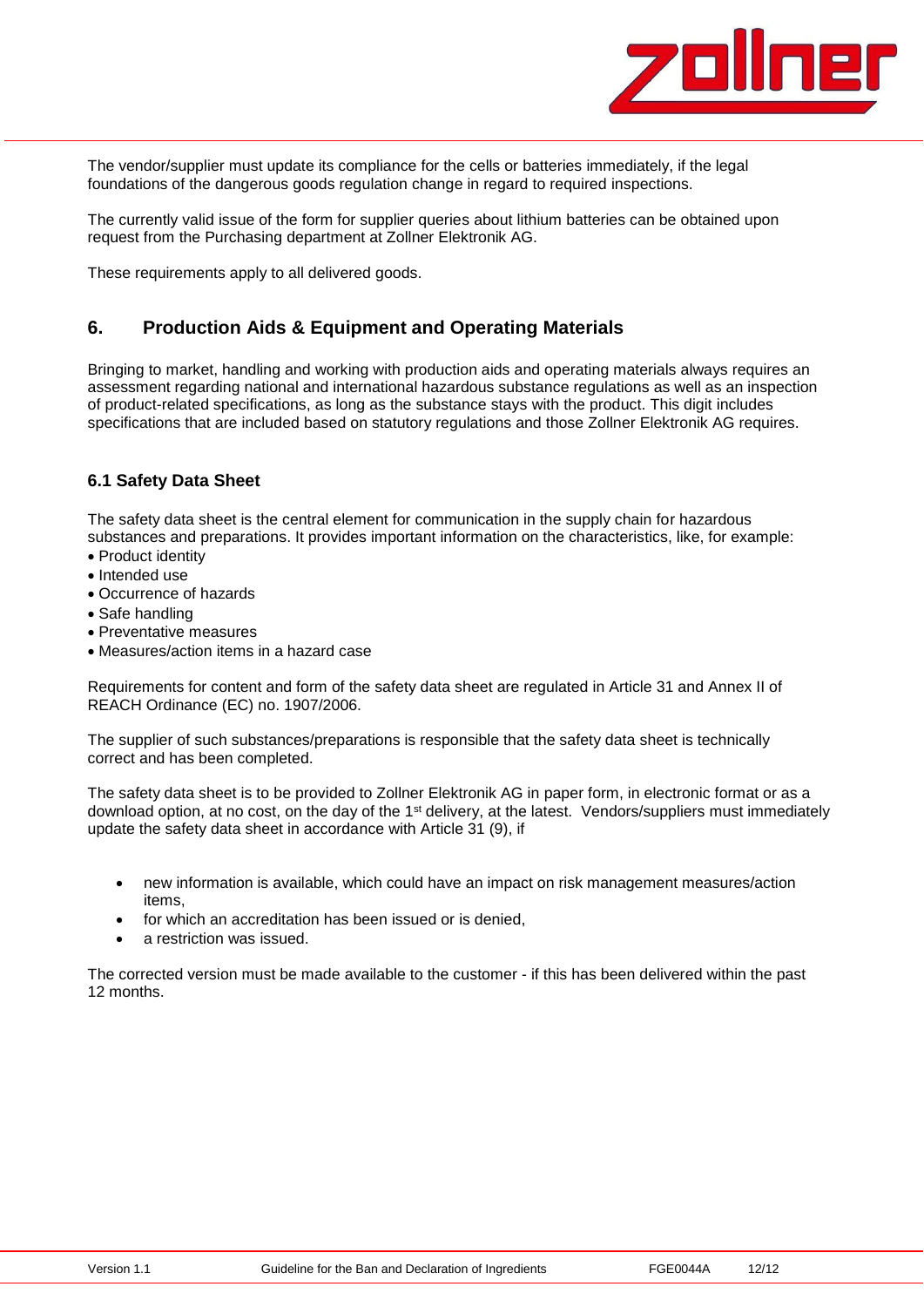The vendor/supplier must update its compliance for the cells or batteries immediately, if the legal foundations of the dangerous goods regulation change in regard to required inspections.

The currently valid issue of the form for supplier queries about lithium batteries can be obtained upon request from the Purchasing department at Zollner Elektronik AG.

These requirements apply to all delivered goods.

## 6. Production Aids & Equipment and Operating Materials

Bringing to market, handling and working with production aids and operating materials always requires an assessment regarding national and international hazardous substance regulations as well as an inspection of product-related specifications, as long as the substance stays with the product. This digit includes specifications that are included based on statutory regulations and those Zollner Elektronik AG requires.

### 6.1 Safety Data Sheet

The safety data sheet is the central element for communication in the supply chain for hazardous substances and preparations. It provides important information on the characteristics, like, for example:

- Product identity
- Intended use
- Occurrence of hazards
- Safe handling
- Preventative measures
- Measures/action items in a hazard case

Requirements for content and form of the safety data sheet are regulated in Article 31 and Annex II of REACH Ordinance (EC) no. 1907/2006.

The supplier of such substances/preparations is responsible that the safety data sheet is technically correct and has been completed.

The safety data sheet is to be provided to Zollner Elektronik AG in paper form, in electronic format or as a download option, at no cost, on the day of the 1st delivery, at the latest. Vendors/suppliers must immediately update the safety data sheet in accordance with Article 31 (9), if

- new information is available, which could have an impact on risk management measures/action items,
- for which an accreditation has been issued or is denied,
- a restriction was issued.

The corrected version must be made available to the customer - if this has been delivered within the past 12 months.